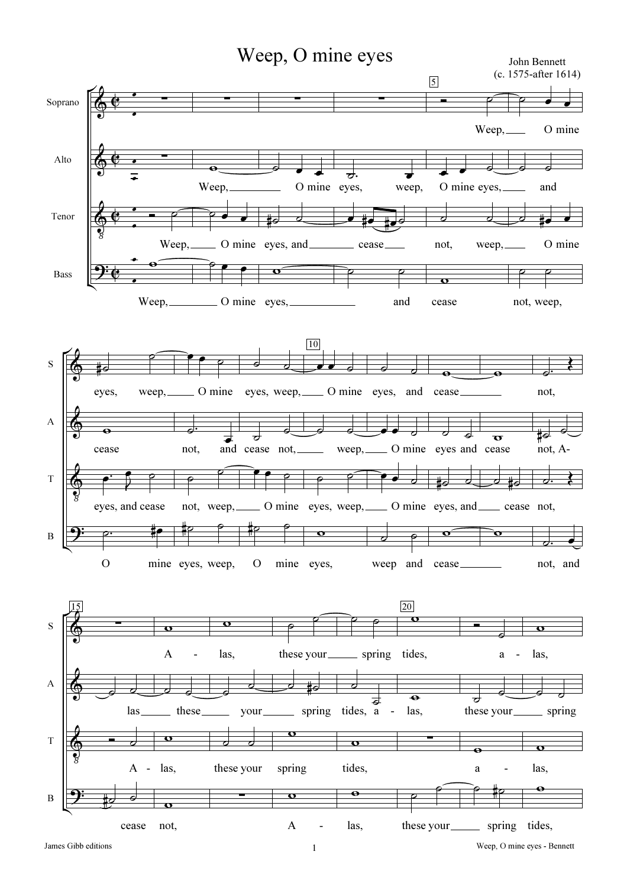# Weep, O mine eyes

John Bennett
(c. 1575-after 1614)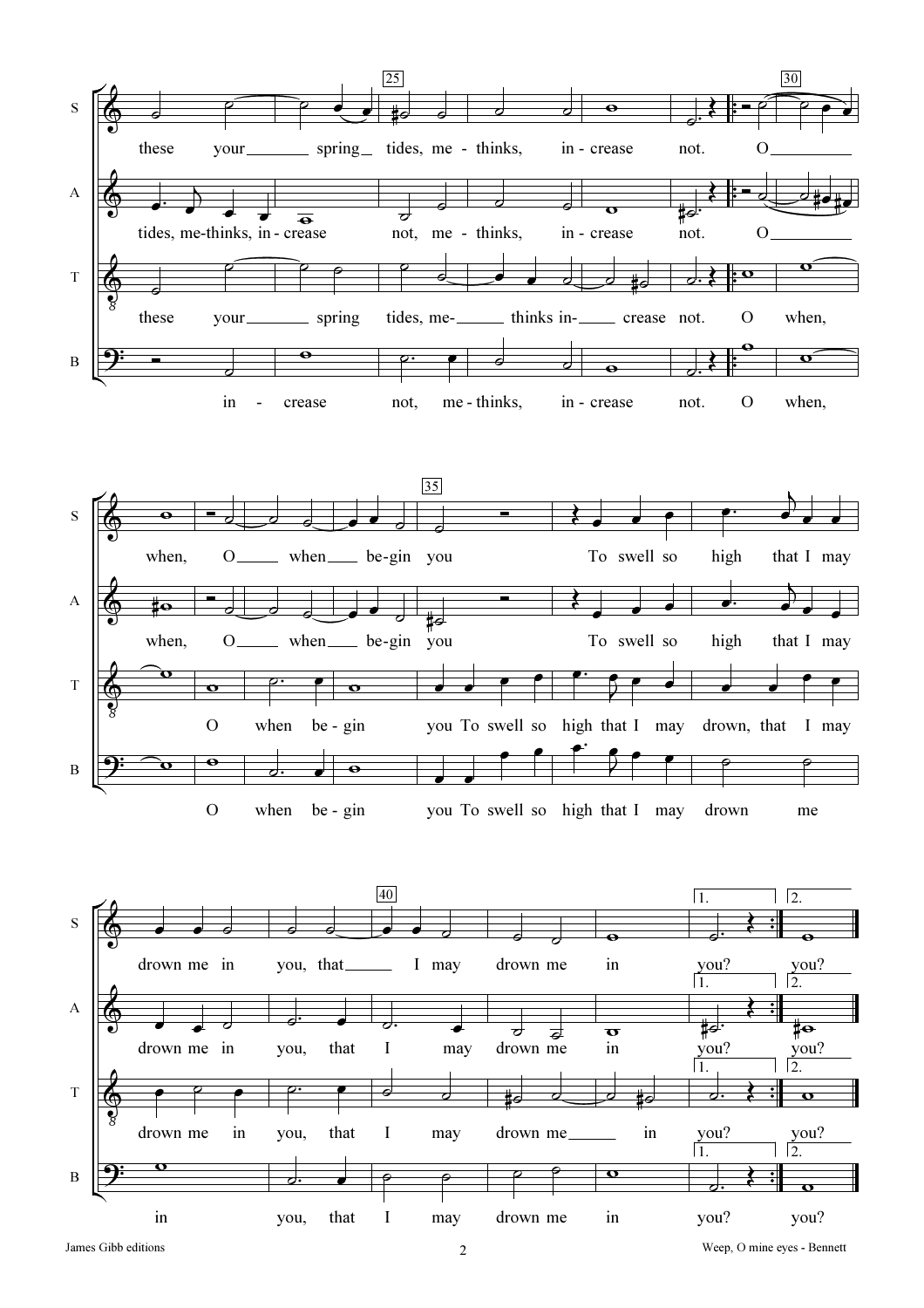S: these your spring tides, me - thinks, in - crease not. O

A: tides, me-thinks, in - crease not, me - thinks, in - crease not. O

T: these your spring tides, me- thinks in- crease not. O when,

B: in - crease not, me - thinks, in - crease not. O when,

S: when, O when be-gin you To swell so high that I may

A: when, O when be-gin you To swell so high that I may

T: O when be - gin you To swell so high that I may drown, that I may

B: O when be - gin you To swell so high that I may drown me

S: drown me in you, that I may drown me in you? you?

A: drown me in you, that I may drown me in you? you?

T: drown me in you, that I may drown me in you? you?

B: in you, that I may drown me in you? you?